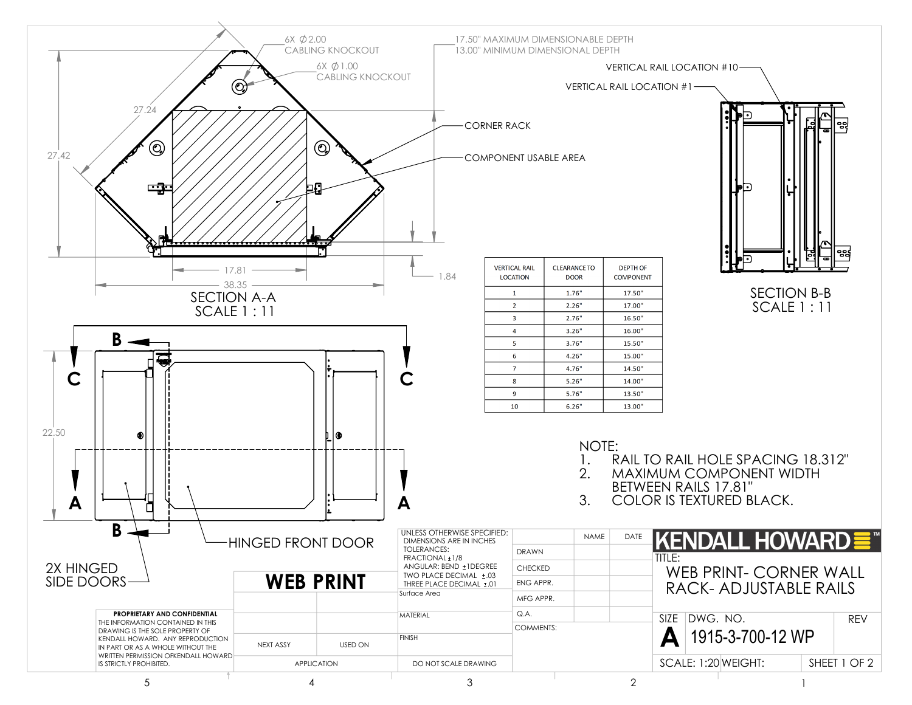6X Ø2.00 CABLING KNOCKOUT

6X Ø1.00 CABLING KNOCKOUT

17.50" MAXIMUM DIMENSIONABLE DEPTH
13.00" MINIMUM DIMENSIONAL DEPTH

VERTICAL RAIL LOCATION #10

VERTICAL RAIL LOCATION #1

CORNER RACK

COMPONENT USABLE AREA

27.24

27.42

17.81

38.35

1.84

SECTION A-A
SCALE 1 : 11

SECTION B-B
SCALE 1 : 11

| VERTICAL RAIL LOCATION | CLEARANCE TO DOOR | DEPTH OF COMPONENT |
|---|---|---|
| 1 | 1.76" | 17.50" |
| 2 | 2.26" | 17.00" |
| 3 | 2.76" | 16.50" |
| 4 | 3.26" | 16.00" |
| 5 | 3.76" | 15.50" |
| 6 | 4.26" | 15.00" |
| 7 | 4.76" | 14.50" |
| 8 | 5.26" | 14.00" |
| 9 | 5.76" | 13.50" |
| 10 | 6.26" | 13.00" |

22.50

HINGED FRONT DOOR

2X HINGED SIDE DOORS

NOTE:
1. RAIL TO RAIL HOLE SPACING 18.312"
2. MAXIMUM COMPONENT WIDTH BETWEEN RAILS 17.81"
3. COLOR IS TEXTURED BLACK.

**WEB PRINT**

**PROPRIETARY AND CONFIDENTIAL**
THE INFORMATION CONTAINED IN THIS DRAWING IS THE SOLE PROPERTY OF KENDALL HOWARD. ANY REPRODUCTION IN PART OR AS A WHOLE WITHOUT THE WRITTEN PERMISSION OFKENDALL HOWARD IS STRICTLY PROHIBITED.

NEXT ASSY | USED ON
APPLICATION

UNLESS OTHERWISE SPECIFIED:
DIMENSIONS ARE IN INCHES
TOLERANCES:
FRACTIONAL ±1/8
ANGULAR: BEND ±1DEGREE
TWO PLACE DECIMAL ±.03
THREE PLACE DECIMAL ±.01

Surface Area

MATERIAL

FINISH

DO NOT SCALE DRAWING

| | NAME | DATE |
|---|---|---|
| DRAWN | | |
| CHECKED | | |
| ENG APPR. | | |
| MFG APPR. | | |
| Q.A. | | |

COMMENTS:

KENDALL HOWARD™

TITLE:
WEB PRINT- CORNER WALL RACK- ADJUSTABLE RAILS

SIZE: A | DWG. NO.: 1915-3-700-12 WP | REV

SCALE: 1:20 | WEIGHT: | SHEET 1 OF 2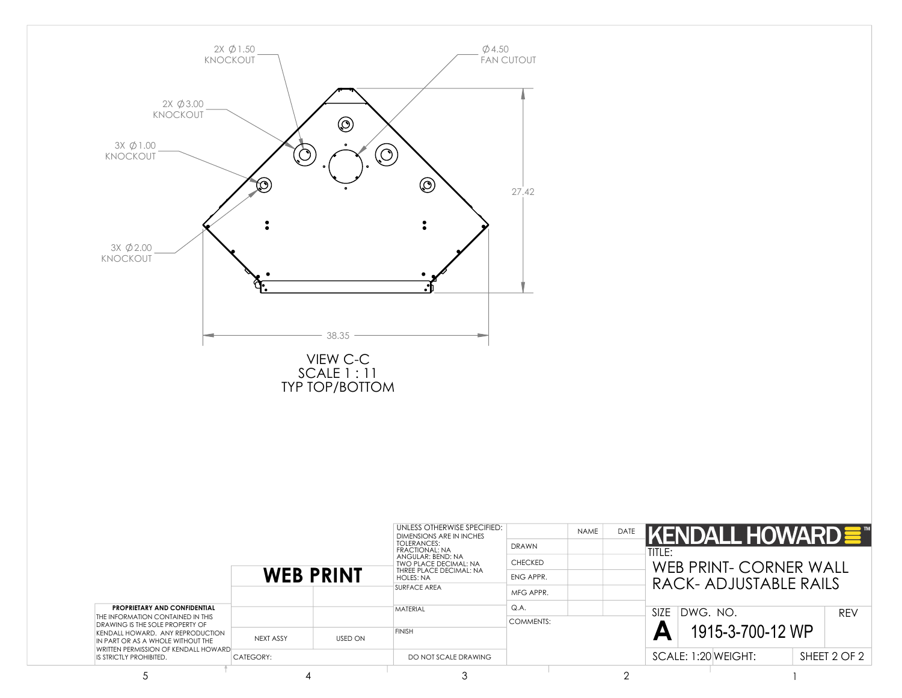2X Ø1.50
KNOCKOUT

Ø4.50
FAN CUTOUT

2X Ø3.00
KNOCKOUT

3X Ø1.00
KNOCKOUT

3X Ø2.00
KNOCKOUT

27.42

38.35

VIEW C-C
SCALE 1 : 11
TYP TOP/BOTTOM

**PROPRIETARY AND CONFIDENTIAL**
THE INFORMATION CONTAINED IN THIS DRAWING IS THE SOLE PROPERTY OF KENDALL HOWARD. ANY REPRODUCTION IN PART OR AS A WHOLE WITHOUT THE WRITTEN PERMISSION OF KENDALL HOWARD IS STRICTLY PROHIBITED.

**WEB PRINT**

| NEXT ASSY | USED ON |
|---|---|

CATEGORY:

UNLESS OTHERWISE SPECIFIED:
DIMENSIONS ARE IN INCHES
TOLERANCES:
FRACTIONAL: NA
ANGULAR: BEND: NA
TWO PLACE DECIMAL: NA
THREE PLACE DECIMAL: NA
HOLES: NA

SURFACE AREA

MATERIAL

FINISH

DO NOT SCALE DRAWING

| | NAME | DATE |
|---|---|---|
| DRAWN | | |
| CHECKED | | |
| ENG APPR. | | |
| MFG APPR. | | |
| Q.A. | | |

COMMENTS:

KENDALL HOWARD™

TITLE:
WEB PRINT- CORNER WALL RACK- ADJUSTABLE RAILS

| SIZE | DWG. NO. | REV |
|---|---|---|
| A | 1915-3-700-12 WP | |

SCALE: 1:20 WEIGHT: SHEET 2 OF 2

5 4 3 2 1